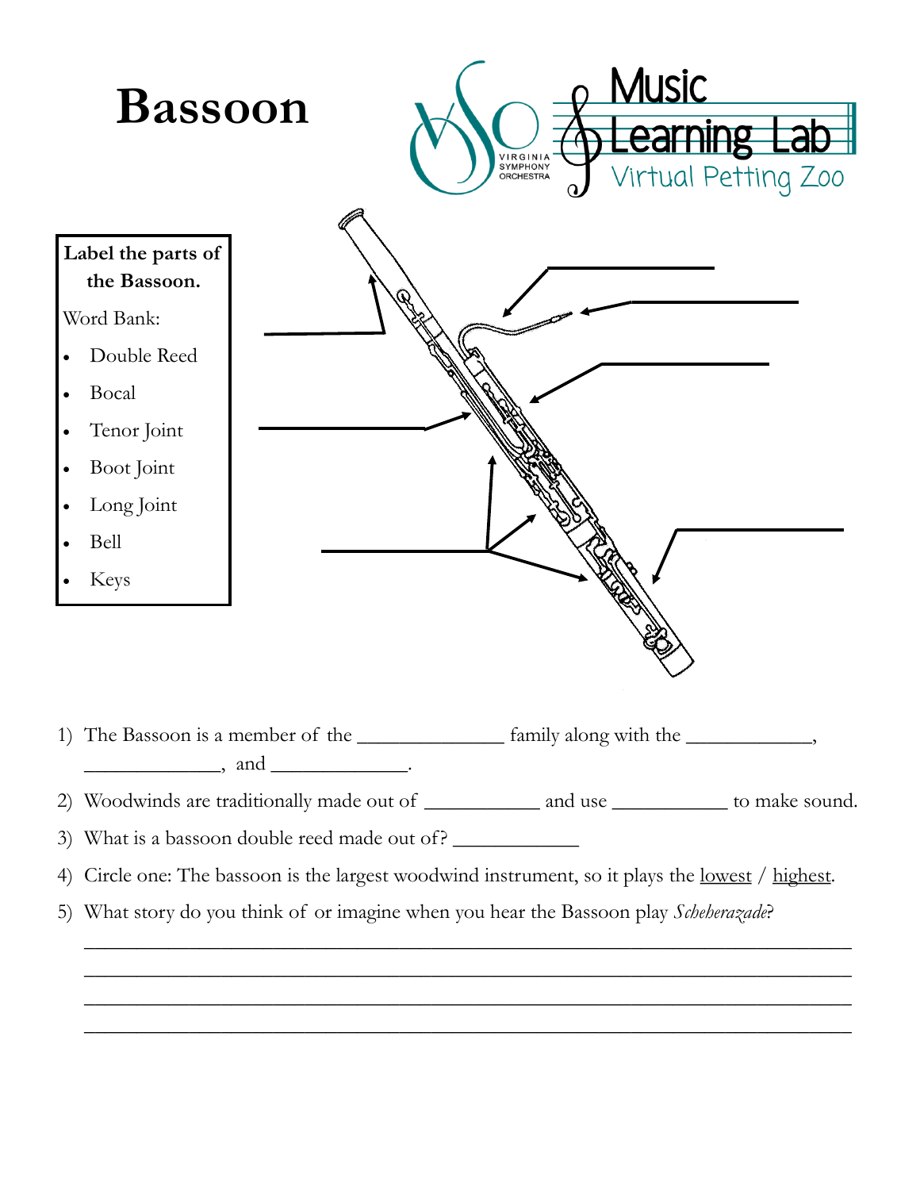# Bassoon

Music Learning Lab

Virtual Petting Zoo

VIRGINIA SYMPHONY ORCHESTRA

**Label the parts of the Bassoon.**

Word Bank:

- Double Reed
- Bocal
- Tenor Joint
- Boot Joint
- Long Joint
- Bell
- Keys

1) The Bassoon is a member of the ______________ family along with the ____________, ______________, and ______________.
2) Woodwinds are traditionally made out of ___________ and use ___________ to make sound.
3) What is a bassoon double reed made out of? ____________
4) Circle one: The bassoon is the largest woodwind instrument, so it plays the lowest / highest.
5) What story do you think of or imagine when you hear the Bassoon play *Scheherazade*?

_______________________________________________________________________________

_______________________________________________________________________________

_______________________________________________________________________________

_______________________________________________________________________________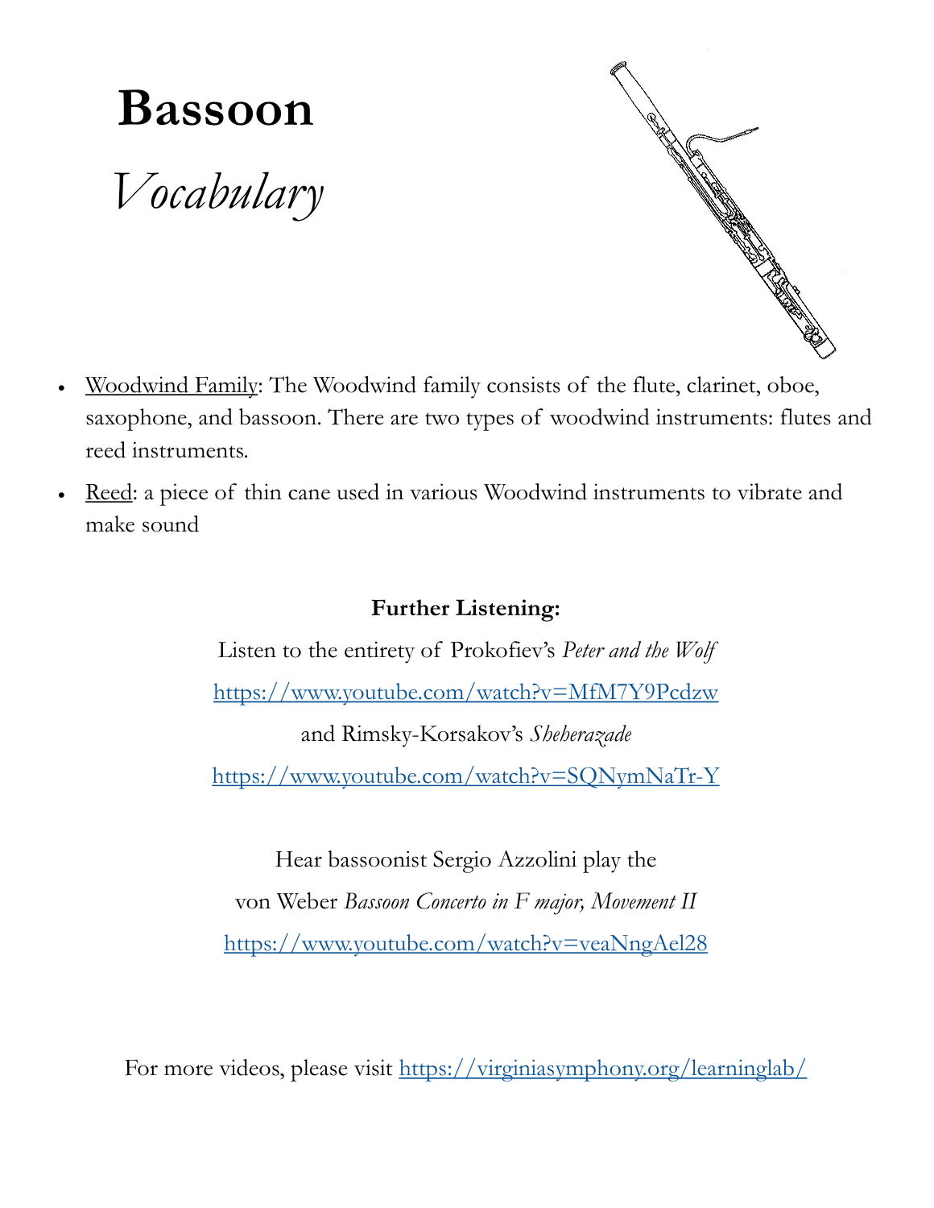# Bassoon

## *Vocabulary*

- Woodwind Family: The Woodwind family consists of the flute, clarinet, oboe, saxophone, and bassoon. There are two types of woodwind instruments: flutes and reed instruments.
- Reed: a piece of thin cane used in various Woodwind instruments to vibrate and make sound

**Further Listening:**

Listen to the entirety of Prokofiev's *Peter and the Wolf*

https://www.youtube.com/watch?v=MfM7Y9Pcdzw

and Rimsky-Korsakov's *Sheherazade*

https://www.youtube.com/watch?v=SQNymNaTr-Y

Hear bassoonist Sergio Azzolini play the

von Weber *Bassoon Concerto in F major, Movement II*

https://www.youtube.com/watch?v=veaNngAel28

For more videos, please visit https://virginiasymphony.org/learninglab/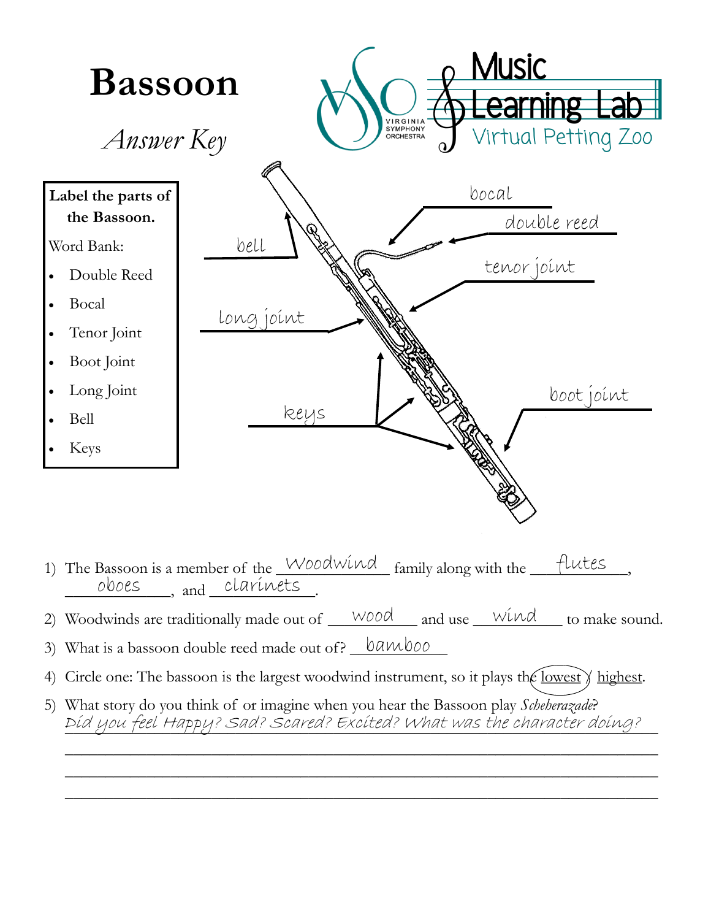# Bassoon

*Answer Key*

Music Learning Lab
Virtual Petting Zoo

VIRGINIA SYMPHONY ORCHESTRA

**Label the parts of the Bassoon.**

Word Bank:

- Double Reed
- Bocal
- Tenor Joint
- Boot Joint
- Long Joint
- Bell
- Keys

bocal

double reed

bell

tenor joint

long joint

boot joint

keys

1) The Bassoon is a member of the Woodwind family along with the flutes, oboes, and clarinets.

2) Woodwinds are traditionally made out of wood and use wind to make sound.

3) What is a bassoon double reed made out of? bamboo

4) Circle one: The bassoon is the largest woodwind instrument, so it plays the (lowest) / highest.

5) What story do you think of or imagine when you hear the Bassoon play *Scheherazade*?
Did you feel Happy? Sad? Scared? Excited? What was the character doing?

______________________________________________________________

______________________________________________________________

______________________________________________________________